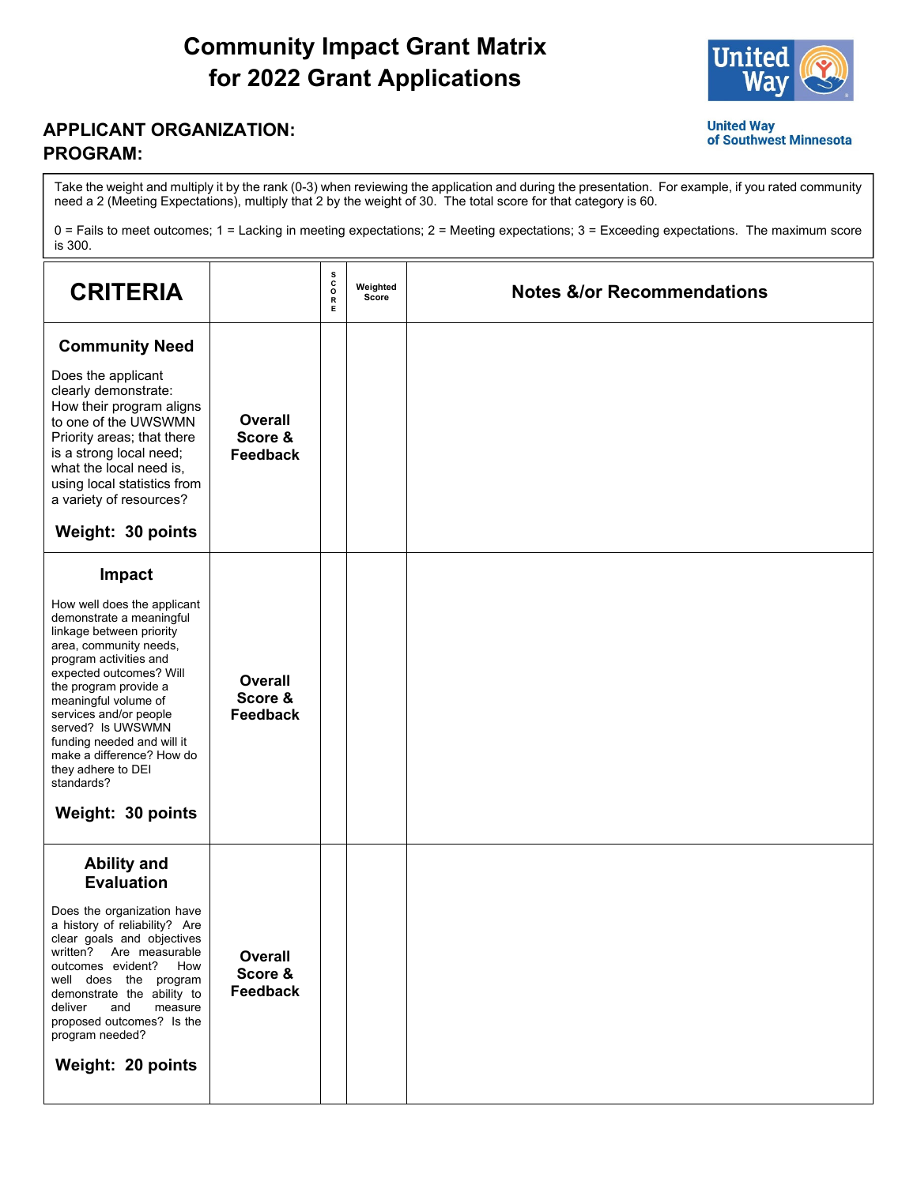# Community Impact Grant Matrix for 2022 Grant Applications

United Way of Southwest Minnesota

**APPLICANT ORGANIZATION:**

**PROGRAM:**

Take the weight and multiply it by the rank (0-3) when reviewing the application and during the presentation. For example, if you rated community need a 2 (Meeting Expectations), multiply that 2 by the weight of 30. The total score for that category is 60.

0 = Fails to meet outcomes; 1 = Lacking in meeting expectations; 2 = Meeting expectations; 3 = Exceeding expectations. The maximum score is 300.

| CRITERIA | | SCORE | Weighted Score | Notes &/or Recommendations |
|---|---|---|---|---|
| **Community Need**<br><br>Does the applicant clearly demonstrate: How their program aligns to one of the UWSWMN Priority areas; that there is a strong local need; what the local need is, using local statistics from a variety of resources?<br><br>**Weight: 30 points** | **Overall Score & Feedback** | | | |
| **Impact**<br><br>How well does the applicant demonstrate a meaningful linkage between priority area, community needs, program activities and expected outcomes? Will the program provide a meaningful volume of services and/or people served? Is UWSWMN funding needed and will it make a difference? How do they adhere to DEI standards?<br><br>**Weight: 30 points** | **Overall Score & Feedback** | | | |
| **Ability and Evaluation**<br><br>Does the organization have a history of reliability? Are clear goals and objectives written? Are measurable outcomes evident? How well does the program demonstrate the ability to deliver and measure proposed outcomes? Is the program needed?<br><br>**Weight: 20 points** | **Overall Score & Feedback** | | | |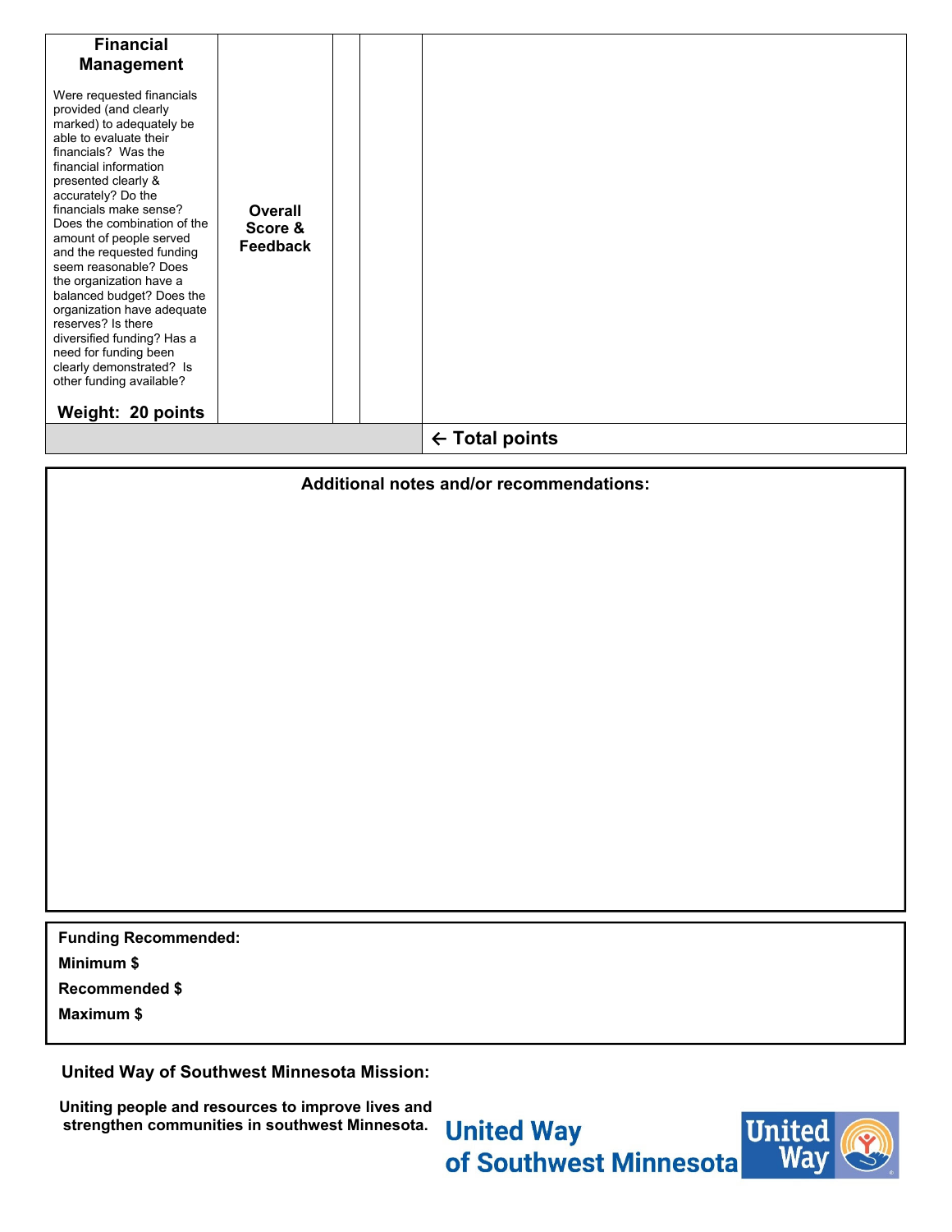| | | | | |
|---|---|---|---|---|
| **Financial Management**<br><br>Were requested financials provided (and clearly marked) to adequately be able to evaluate their financials? Was the financial information presented clearly & accurately? Do the financials make sense? Does the combination of the amount of people served and the requested funding seem reasonable? Does the organization have a balanced budget? Does the organization have adequate reserves? Is there diversified funding? Has a need for funding been clearly demonstrated? Is other funding available?<br><br>**Weight: 20 points** | **Overall Score & Feedback** | | | |
| | | | | **← Total points** |

**Additional notes and/or recommendations:**

**Funding Recommended:**

**Minimum $**

**Recommended $**

**Maximum $**

**United Way of Southwest Minnesota Mission:**

**Uniting people and resources to improve lives and strengthen communities in southwest Minnesota.**

United Way of Southwest Minnesota

United Way